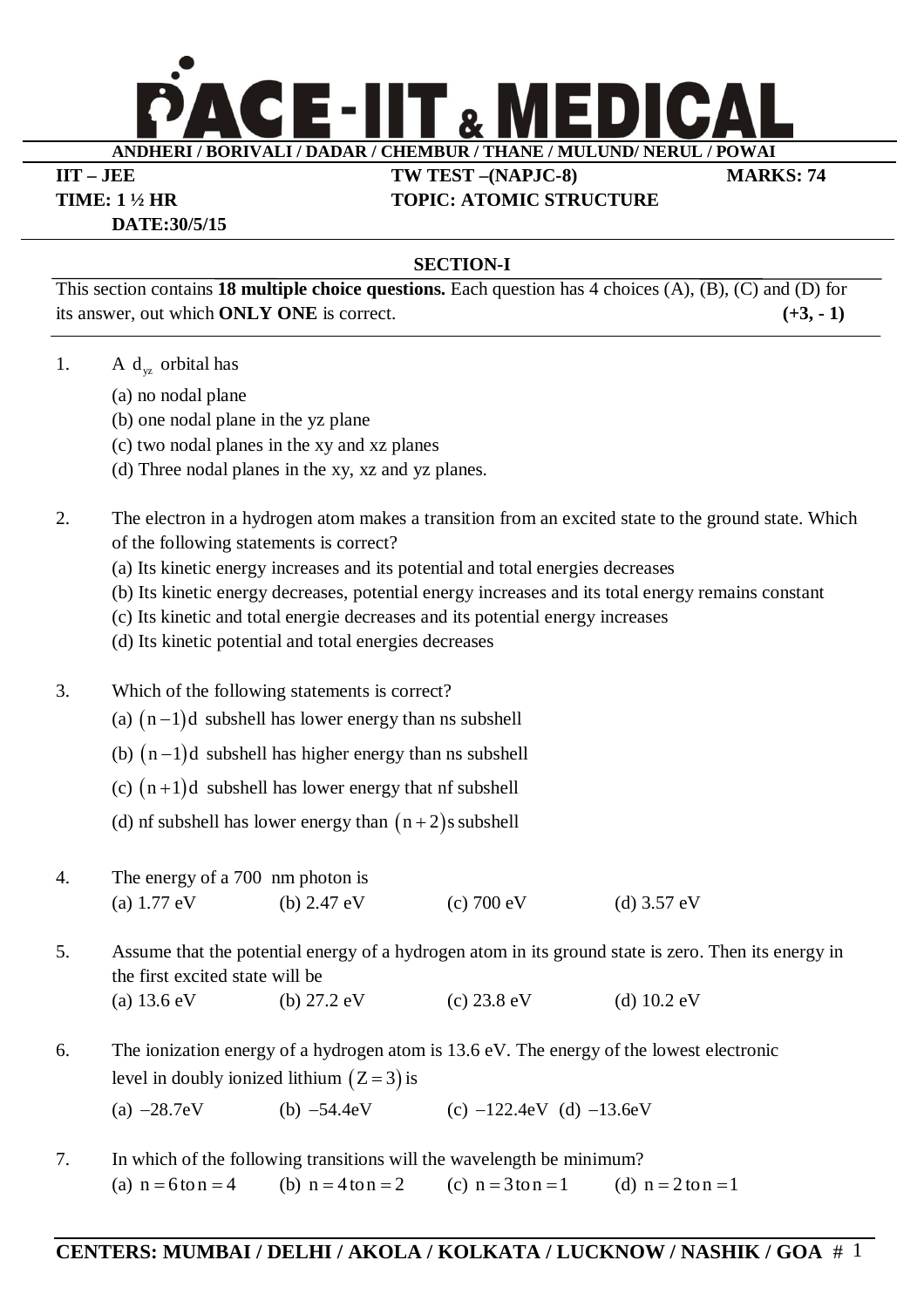# PACE-IIT & MEDICAL

**ANDHERI / BORIVALI / DADAR / CHEMBUR / THANE / MULUND/ NERUL / POWAI**

**IIT – JEE** | **TW TEST –(NAPJC-8)** | **MARKS: 74**

**TIME: 1 ½ HR** | **TOPIC: ATOMIC STRUCTURE**

**DATE:30/5/15**

## SECTION-I

This section contains **18 multiple choice questions.** Each question has 4 choices (A), (B), (C) and (D) for its answer, out which **ONLY ONE** is correct. **(+3, - 1)**

1. A $d_{yz}$ orbital has
   (a) no nodal plane
   (b) one nodal plane in the yz plane
   (c) two nodal planes in the xy and xz planes
   (d) Three nodal planes in the xy, xz and yz planes.

2. The electron in a hydrogen atom makes a transition from an excited state to the ground state. Which of the following statements is correct?
   (a) Its kinetic energy increases and its potential and total energies decreases
   (b) Its kinetic energy decreases, potential energy increases and its total energy remains constant
   (c) Its kinetic and total energie decreases and its potential energy increases
   (d) Its kinetic potential and total energies decreases

3. Which of the following statements is correct?
   (a) $(n-1)d$ subshell has lower energy than ns subshell
   (b) $(n-1)d$ subshell has higher energy than ns subshell
   (c) $(n+1)d$ subshell has lower energy that nf subshell
   (d) nf subshell has lower energy than $(n+2)s$ subshell

4. The energy of a 700 nm photon is
   (a) 1.77 eV (b) 2.47 eV (c) 700 eV (d) 3.57 eV

5. Assume that the potential energy of a hydrogen atom in its ground state is zero. Then its energy in the first excited state will be
   (a) 13.6 eV (b) 27.2 eV (c) 23.8 eV (d) 10.2 eV

6. The ionization energy of a hydrogen atom is 13.6 eV. The energy of the lowest electronic level in doubly ionized lithium $(Z=3)$ is
   (a) $-28.7$eV (b) $-54.4$eV (c) $-122.4$eV (d) $-13.6$eV

7. In which of the following transitions will the wavelength be minimum?
   (a) $n=6$ to $n=4$ (b) $n=4$ to $n=2$ (c) $n=3$ to $n=1$ (d) $n=2$ to $n=1$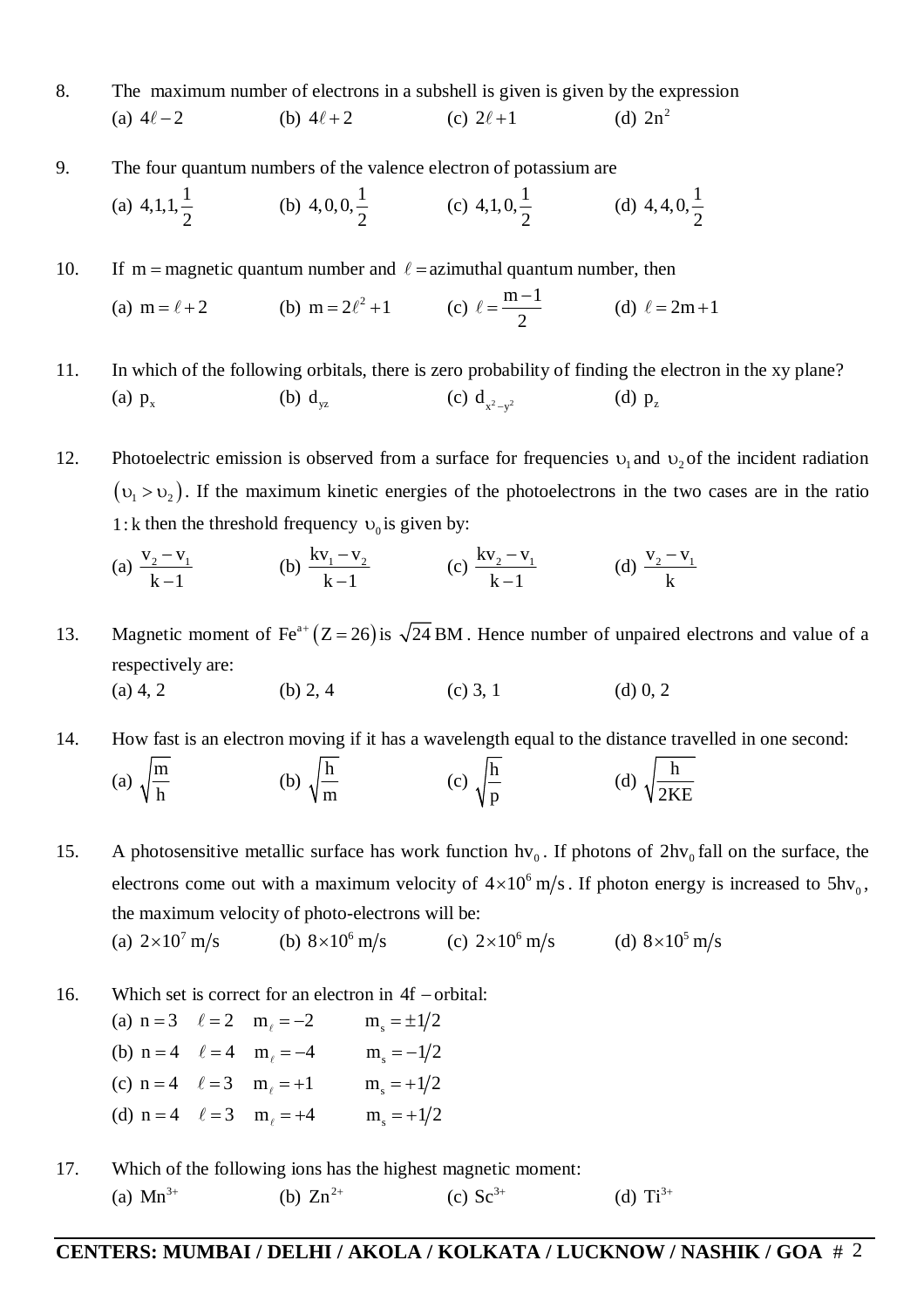8. The maximum number of electrons in a subshell is given is given by the expression

(a) $4\ell - 2$ (b) $4\ell + 2$ (c) $2\ell + 1$ (d) $2n^2$

9. The four quantum numbers of the valence electron of potassium are

(a) $4, 1, 1, \frac{1}{2}$ (b) $4, 0, 0, \frac{1}{2}$ (c) $4, 1, 0, \frac{1}{2}$ (d) $4, 4, 0, \frac{1}{2}$

10. If $m =$ magnetic quantum number and $\ell =$ azimuthal quantum number, then

(a) $m = \ell + 2$ (b) $m = 2\ell^2 + 1$ (c) $\ell = \frac{m-1}{2}$ (d) $\ell = 2m + 1$

11. In which of the following orbitals, there is zero probability of finding the electron in the xy plane?

(a) $p_x$ (b) $d_{yz}$ (c) $d_{x^2-y^2}$ (d) $p_z$

12. Photoelectric emission is observed from a surface for frequencies $\upsilon_1$ and $\upsilon_2$ of the incident radiation $(\upsilon_1 > \upsilon_2)$. If the maximum kinetic energies of the photoelectrons in the two cases are in the ratio $1 : k$ then the threshold frequency $\upsilon_0$ is given by:

(a) $\frac{v_2 - v_1}{k - 1}$ (b) $\frac{kv_1 - v_2}{k - 1}$ (c) $\frac{kv_2 - v_1}{k - 1}$ (d) $\frac{v_2 - v_1}{k}$

13. Magnetic moment of $Fe^{a+}$ $(Z = 26)$ is $\sqrt{24}$ BM. Hence number of unpaired electrons and value of a respectively are:

(a) 4, 2 (b) 2, 4 (c) 3, 1 (d) 0, 2

14. How fast is an electron moving if it has a wavelength equal to the distance travelled in one second:

(a) $\sqrt{\frac{m}{h}}$ (b) $\sqrt{\frac{h}{m}}$ (c) $\sqrt{\frac{h}{p}}$ (d) $\sqrt{\frac{h}{2KE}}$

15. A photosensitive metallic surface has work function $hv_0$. If photons of $2hv_0$ fall on the surface, the electrons come out with a maximum velocity of $4 \times 10^6$ m/s. If photon energy is increased to $5hv_0$, the maximum velocity of photo-electrons will be:

(a) $2 \times 10^7$ m/s (b) $8 \times 10^6$ m/s (c) $2 \times 10^6$ m/s (d) $8 \times 10^5$ m/s

16. Which set is correct for an electron in $4f$ – orbital:

(a) $n = 3 \quad \ell = 2 \quad m_\ell = -2 \quad m_s = \pm 1/2$

(b) $n = 4 \quad \ell = 4 \quad m_\ell = -4 \quad m_s = -1/2$

(c) $n = 4 \quad \ell = 3 \quad m_\ell = +1 \quad m_s = +1/2$

(d) $n = 4 \quad \ell = 3 \quad m_\ell = +4 \quad m_s = +1/2$

17. Which of the following ions has the highest magnetic moment:

(a) $Mn^{3+}$ (b) $Zn^{2+}$ (c) $Sc^{3+}$ (d) $Ti^{3+}$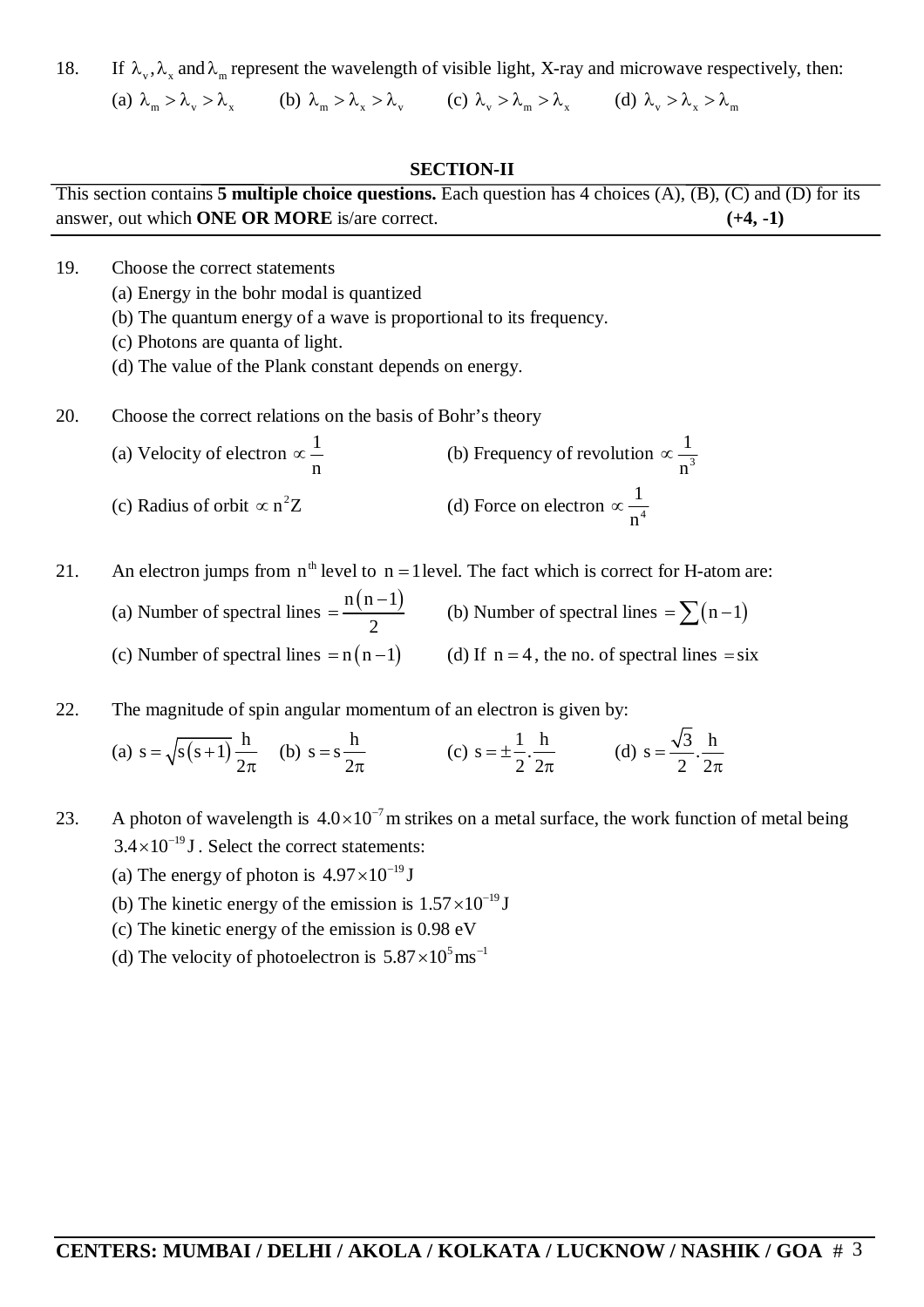18. If $\lambda_v, \lambda_x$ and $\lambda_m$ represent the wavelength of visible light, X-ray and microwave respectively, then:

(a) $\lambda_m > \lambda_v > \lambda_x$  (b) $\lambda_m > \lambda_x > \lambda_v$  (c) $\lambda_v > \lambda_m > \lambda_x$  (d) $\lambda_v > \lambda_x > \lambda_m$

## SECTION-II

This section contains **5 multiple choice questions.** Each question has 4 choices (A), (B), (C) and (D) for its answer, out which **ONE OR MORE** is/are correct. **(+4, -1)**

19. Choose the correct statements

(a) Energy in the bohr modal is quantized

(b) The quantum energy of a wave is proportional to its frequency.

(c) Photons are quanta of light.

(d) The value of the Plank constant depends on energy.

20. Choose the correct relations on the basis of Bohr's theory

(a) Velocity of electron $\propto \frac{1}{n}$  (b) Frequency of revolution $\propto \frac{1}{n^3}$

(c) Radius of orbit $\propto n^2 Z$  (d) Force on electron $\propto \frac{1}{n^4}$

21. An electron jumps from $n^{th}$ level to $n = 1$ level. The fact which is correct for H-atom are:

(a) Number of spectral lines $= \frac{n(n-1)}{2}$  (b) Number of spectral lines $= \sum(n-1)$

(c) Number of spectral lines $= n(n-1)$  (d) If $n = 4$, the no. of spectral lines $=$ six

22. The magnitude of spin angular momentum of an electron is given by:

(a) $s = \sqrt{s(s+1)}\frac{h}{2\pi}$  (b) $s = s\frac{h}{2\pi}$  (c) $s = \pm\frac{1}{2}.\frac{h}{2\pi}$  (d) $s = \frac{\sqrt{3}}{2}.\frac{h}{2\pi}$

23. A photon of wavelength is $4.0\times10^{-7}$ m strikes on a metal surface, the work function of metal being $3.4\times10^{-19}$ J. Select the correct statements:

(a) The energy of photon is $4.97\times10^{-19}$ J

(b) The kinetic energy of the emission is $1.57\times10^{-19}$ J

(c) The kinetic energy of the emission is 0.98 eV

(d) The velocity of photoelectron is $5.87\times10^{5}\text{ms}^{-1}$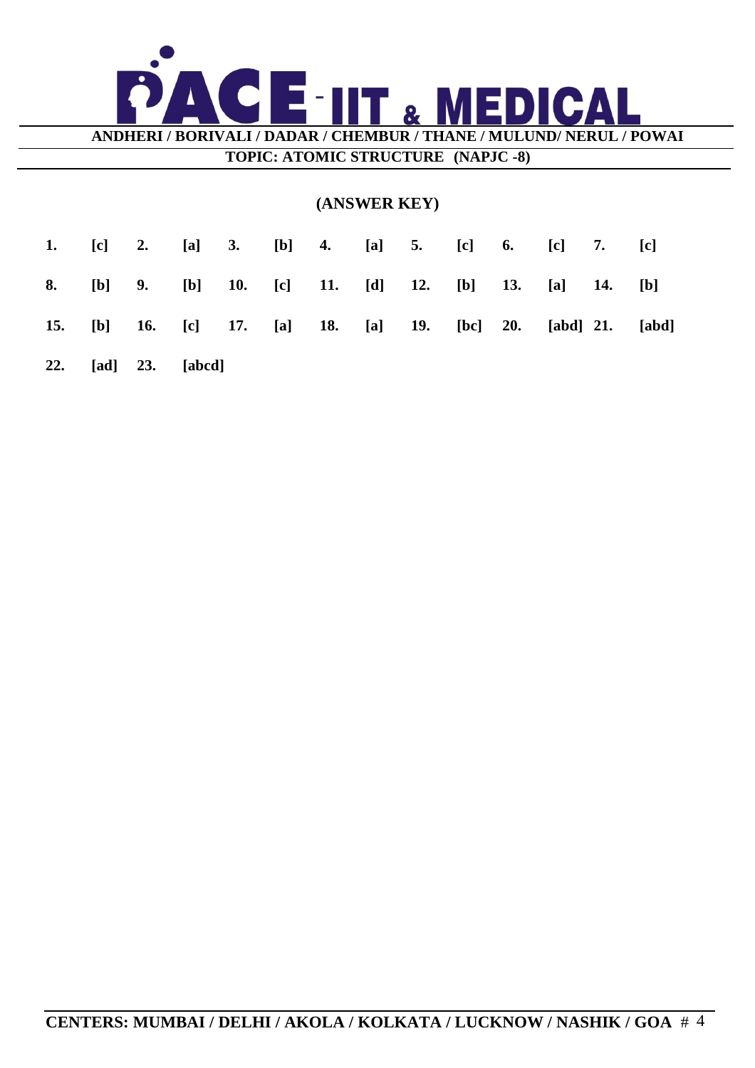**PACE - IIT & MEDICAL**

**ANDHERI / BORIVALI / DADAR / CHEMBUR / THANE / MULUND/ NERUL / POWAI**

**TOPIC: ATOMIC STRUCTURE (NAPJC -8)**

## (ANSWER KEY)

| | | | | | | | | | | | | | |
|---|---|---|---|---|---|---|---|---|---|---|---|---|---|
| **1.** | **[c]** | **2.** | **[a]** | **3.** | **[b]** | **4.** | **[a]** | **5.** | **[c]** | **6.** | **[c]** | **7.** | **[c]** |
| **8.** | **[b]** | **9.** | **[b]** | **10.** | **[c]** | **11.** | **[d]** | **12.** | **[b]** | **13.** | **[a]** | **14.** | **[b]** |
| **15.** | **[b]** | **16.** | **[c]** | **17.** | **[a]** | **18.** | **[a]** | **19.** | **[bc]** | **20.** | **[abd]** | **21.** | **[abd]** |
| **22.** | **[ad]** | **23.** | **[abcd]** | | | | | | | | | | |

**CENTERS: MUMBAI / DELHI / AKOLA / KOLKATA / LUCKNOW / NASHIK / GOA**